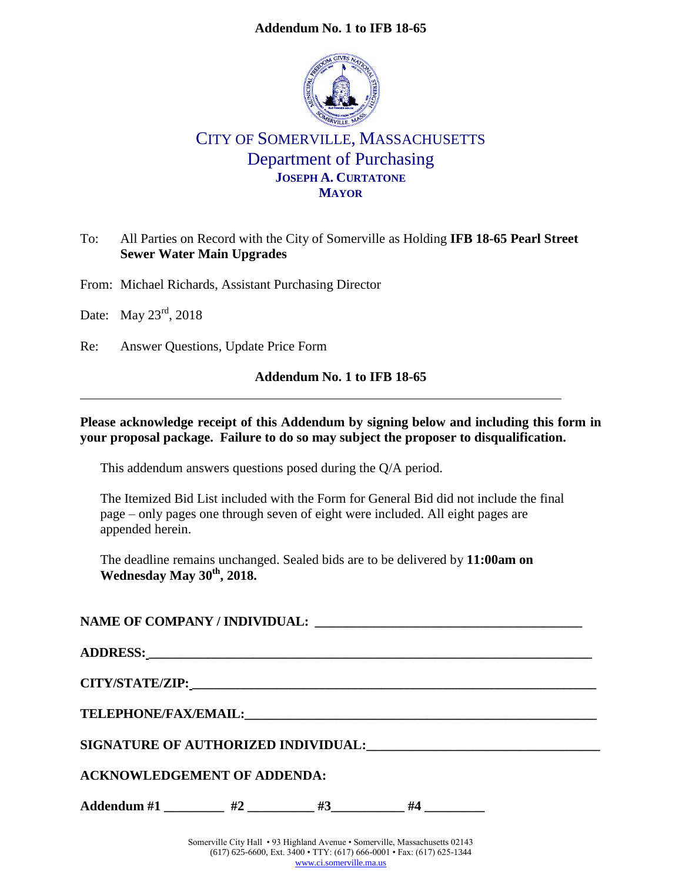**Addendum No. 1 to IFB 18-65**

CITY OF SOMERVILLE, MASSACHUSETTS
Department of Purchasing
**JOSEPH A. CURTATONE**
**MAYOR**

To: All Parties on Record with the City of Somerville as Holding **IFB 18-65 Pearl Street Sewer Water Main Upgrades**

From: Michael Richards, Assistant Purchasing Director

Date: May 23rd, 2018

Re: Answer Questions, Update Price Form

**Addendum No. 1 to IFB 18-65**

---

**Please acknowledge receipt of this Addendum by signing below and including this form in your proposal package. Failure to do so may subject the proposer to disqualification.**

This addendum answers questions posed during the Q/A period.

The Itemized Bid List included with the Form for General Bid did not include the final page – only pages one through seven of eight were included. All eight pages are appended herein.

The deadline remains unchanged. Sealed bids are to be delivered by **11:00am on Wednesday May 30th, 2018.**

**NAME OF COMPANY / INDIVIDUAL: ______________________________**

**ADDRESS: ______________________________**

**CITY/STATE/ZIP: ______________________________**

**TELEPHONE/FAX/EMAIL: ______________________________**

**SIGNATURE OF AUTHORIZED INDIVIDUAL: ______________________________**

**ACKNOWLEDGEMENT OF ADDENDA:**

**Addendum #1 _________ #2 _________ #3 _________ #4 _________**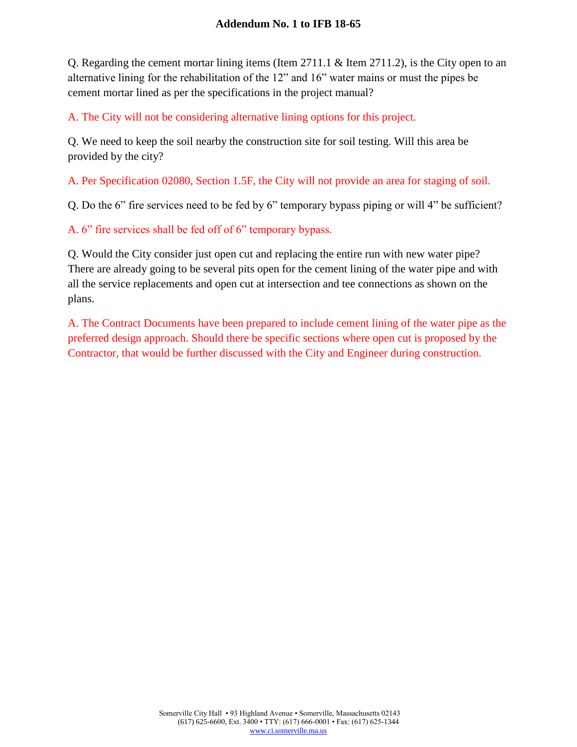Q. Regarding the cement mortar lining items (Item 2711.1 & Item 2711.2), is the City open to an alternative lining for the rehabilitation of the 12" and 16" water mains or must the pipes be cement mortar lined as per the specifications in the project manual?

A. The City will not be considering alternative lining options for this project.

Q. We need to keep the soil nearby the construction site for soil testing. Will this area be provided by the city?

A. Per Specification 02080, Section 1.5F, the City will not provide an area for staging of soil.

Q. Do the 6" fire services need to be fed by 6" temporary bypass piping or will 4" be sufficient?

A. 6" fire services shall be fed off of 6" temporary bypass.

Q. Would the City consider just open cut and replacing the entire run with new water pipe? There are already going to be several pits open for the cement lining of the water pipe and with all the service replacements and open cut at intersection and tee connections as shown on the plans.

A. The Contract Documents have been prepared to include cement lining of the water pipe as the preferred design approach. Should there be specific sections where open cut is proposed by the Contractor, that would be further discussed with the City and Engineer during construction.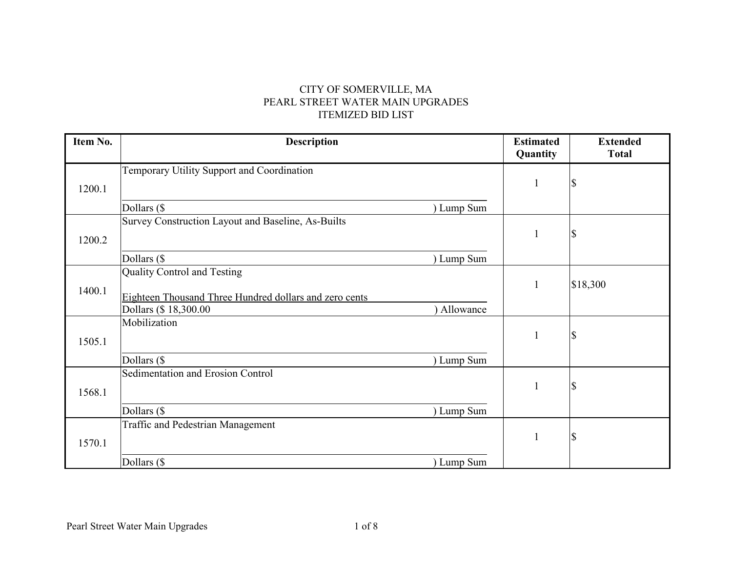CITY OF SOMERVILLE, MA
PEARL STREET WATER MAIN UPGRADES
ITEMIZED BID LIST

| Item No. | Description | Estimated Quantity | Extended Total |
|---|---|---|---|
| 1200.1 | Temporary Utility Support and Coordination<br>________________________________<br>Dollars ($ ) Lump Sum | 1 | $ |
| 1200.2 | Survey Construction Layout and Baseline, As-Builts<br>________________________________<br>Dollars ($ ) Lump Sum | 1 | $ |
| 1400.1 | Quality Control and Testing<br>Eighteen Thousand Three Hundred dollars and zero cents<br>Dollars ($ 18,300.00 ) Allowance | 1 | $18,300 |
| 1505.1 | Mobilization<br>________________________________<br>Dollars ($ ) Lump Sum | 1 | $ |
| 1568.1 | Sedimentation and Erosion Control<br>________________________________<br>Dollars ($ ) Lump Sum | 1 | $ |
| 1570.1 | Traffic and Pedestrian Management<br>________________________________<br>Dollars ($ ) Lump Sum | 1 | $ |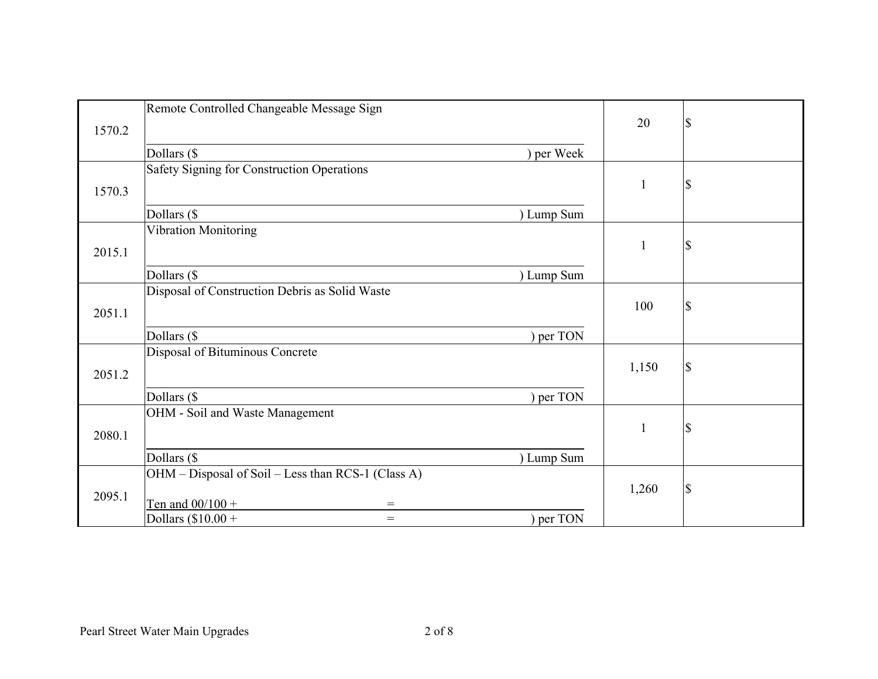| | | | |
|---|---|---|---|
| 1570.2 | Remote Controlled Changeable Message Sign<br><br>Dollars ($ ) per Week | 20 | $ |
| 1570.3 | Safety Signing for Construction Operations<br><br>Dollars ($ ) Lump Sum | 1 | $ |
| 2015.1 | Vibration Monitoring<br><br>Dollars ($ ) Lump Sum | 1 | $ |
| 2051.1 | Disposal of Construction Debris as Solid Waste<br><br>Dollars ($ ) per TON | 100 | $ |
| 2051.2 | Disposal of Bituminous Concrete<br><br>Dollars ($ ) per TON | 1,150 | $ |
| 2080.1 | OHM - Soil and Waste Management<br><br>Dollars ($ ) Lump Sum | 1 | $ |
| 2095.1 | OHM – Disposal of Soil – Less than RCS-1 (Class A)<br><br>Ten and 00/100 + =<br>Dollars ($10.00 + = ) per TON | 1,260 | $ |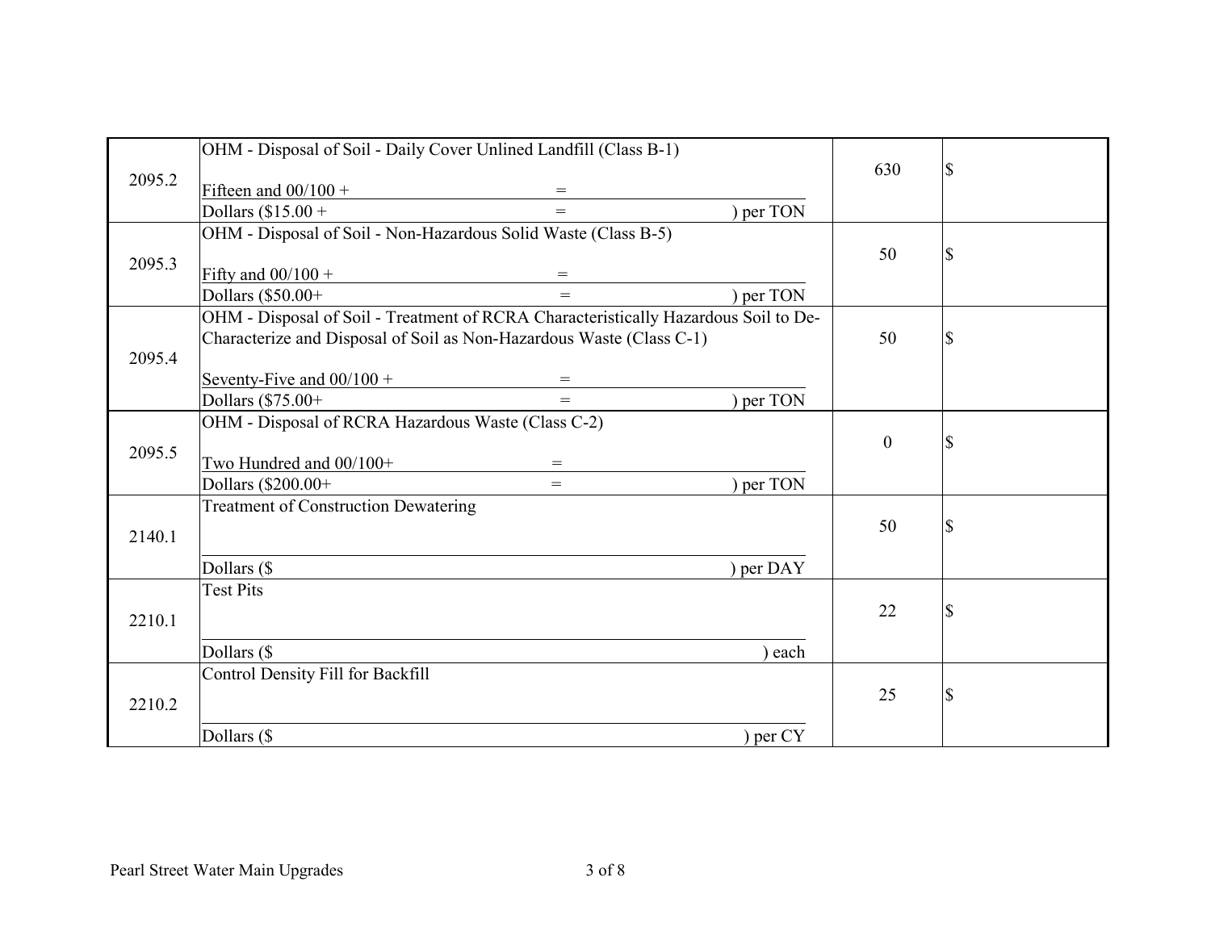| | | | |
|---|---|---|---|
| 2095.2 | OHM - Disposal of Soil - Daily Cover Unlined Landfill (Class B-1)<br><br>Fifteen and 00/100 + =<br>Dollars ($15.00 + = ) per TON | 630 | $ |
| 2095.3 | OHM - Disposal of Soil - Non-Hazardous Solid Waste (Class B-5)<br><br>Fifty and 00/100 + =<br>Dollars ($50.00+ = ) per TON | 50 | $ |
| 2095.4 | OHM - Disposal of Soil - Treatment of RCRA Characteristically Hazardous Soil to De-Characterize and Disposal of Soil as Non-Hazardous Waste (Class C-1)<br><br>Seventy-Five and 00/100 + =<br>Dollars ($75.00+ = ) per TON | 50 | $ |
| 2095.5 | OHM - Disposal of RCRA Hazardous Waste (Class C-2)<br><br>Two Hundred and 00/100+ =<br>Dollars ($200.00+ = ) per TON | 0 | $ |
| 2140.1 | Treatment of Construction Dewatering<br><br>Dollars ($ ) per DAY | 50 | $ |
| 2210.1 | Test Pits<br><br>Dollars ($ ) each | 22 | $ |
| 2210.2 | Control Density Fill for Backfill<br><br>Dollars ($ ) per CY | 25 | $ |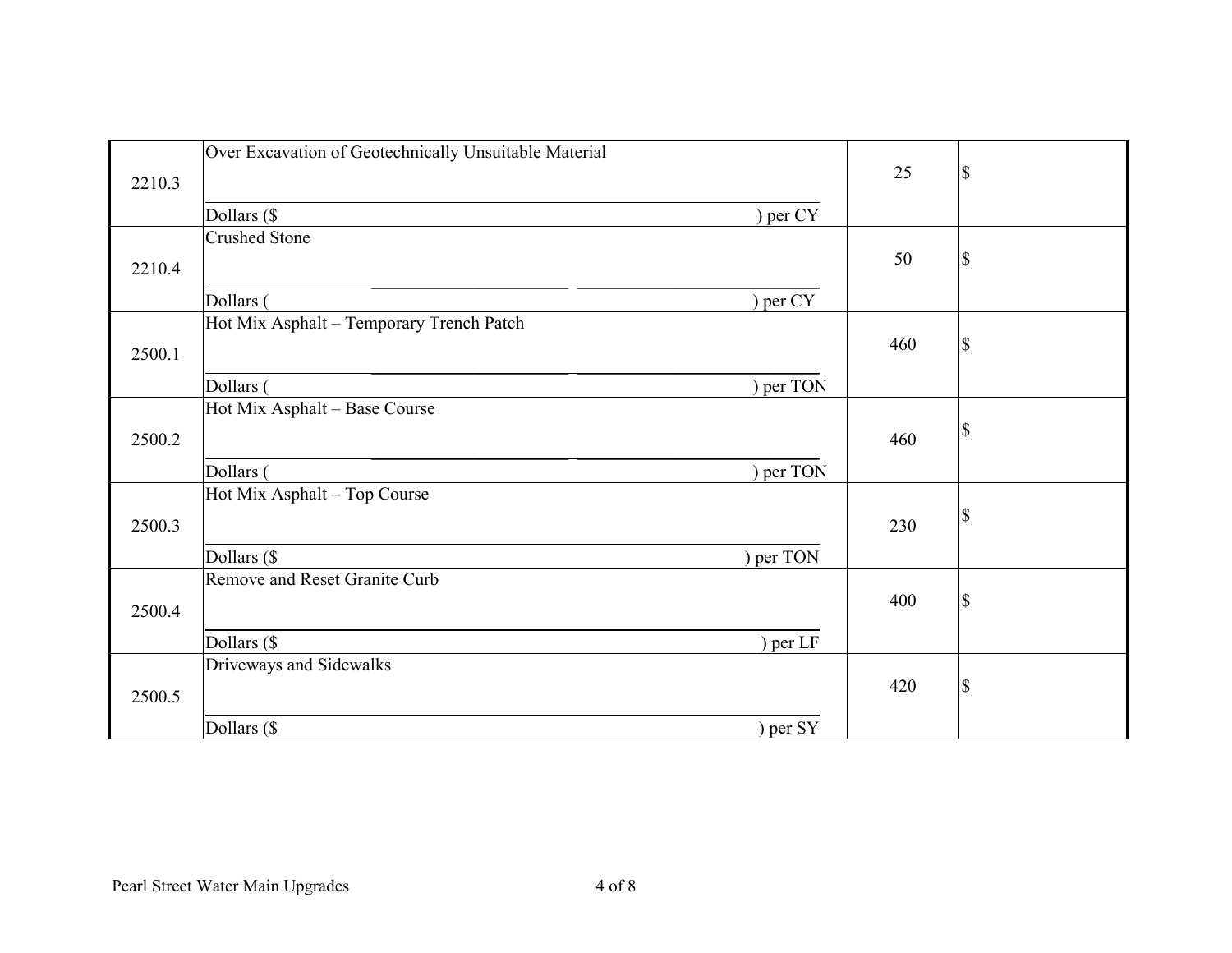| 2210.3 | Over Excavation of Geotechnically Unsuitable Material<br><br>Dollars ($ ) per CY | 25 | $ |
|---|---|---|---|
| 2210.4 | Crushed Stone<br><br>Dollars ( ) per CY | 50 | $ |
| 2500.1 | Hot Mix Asphalt – Temporary Trench Patch<br><br>Dollars ( ) per TON | 460 | $ |
| 2500.2 | Hot Mix Asphalt – Base Course<br><br>Dollars ( ) per TON | 460 | $ |
| 2500.3 | Hot Mix Asphalt – Top Course<br><br>Dollars ($ ) per TON | 230 | $ |
| 2500.4 | Remove and Reset Granite Curb<br><br>Dollars ($ ) per LF | 400 | $ |
| 2500.5 | Driveways and Sidewalks<br><br>Dollars ($ ) per SY | 420 | $ |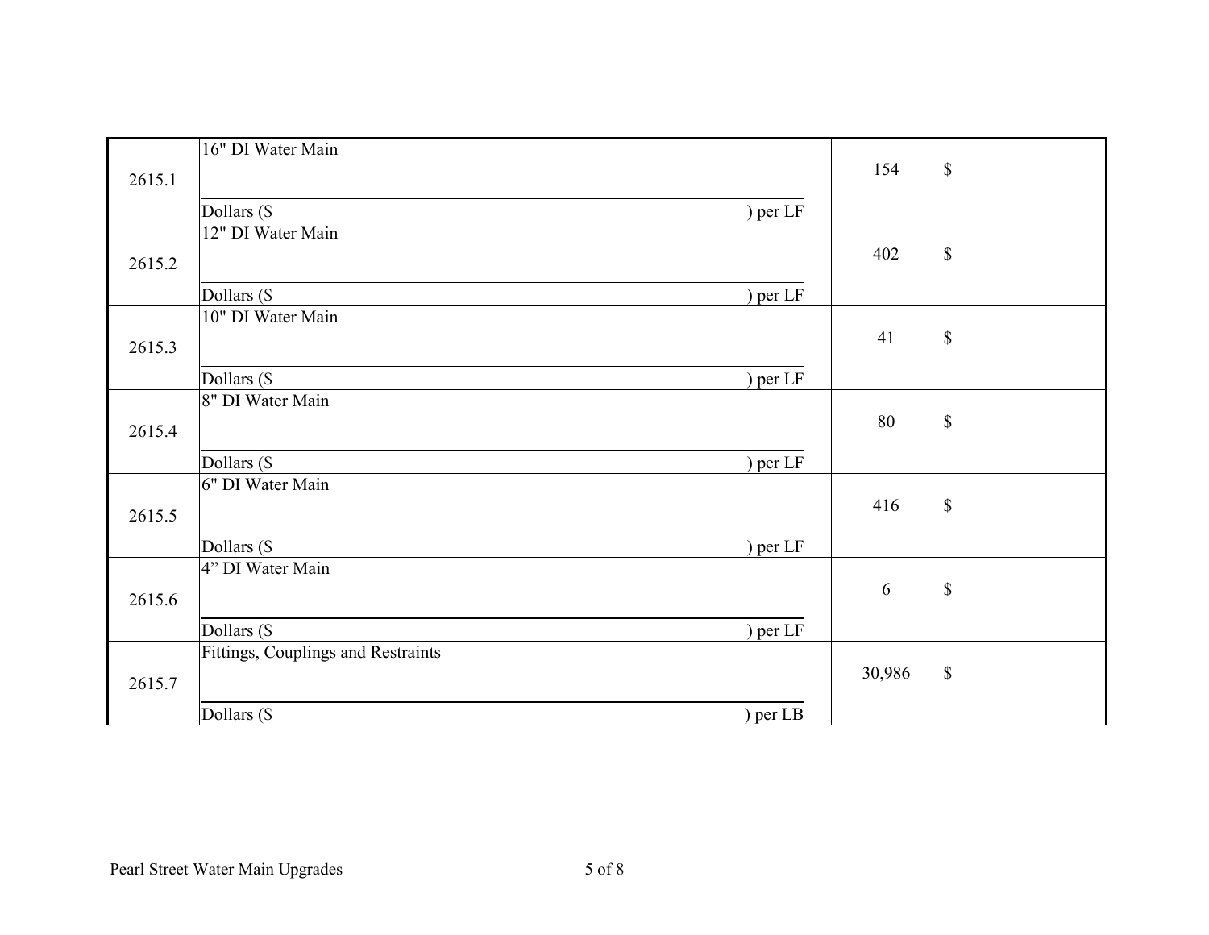| | | | |
|---|---|---|---|
| 2615.1 | 16" DI Water Main<br><br>Dollars ($ ) per LF | 154 | $ |
| 2615.2 | 12" DI Water Main<br><br>Dollars ($ ) per LF | 402 | $ |
| 2615.3 | 10" DI Water Main<br><br>Dollars ($ ) per LF | 41 | $ |
| 2615.4 | 8" DI Water Main<br><br>Dollars ($ ) per LF | 80 | $ |
| 2615.5 | 6" DI Water Main<br><br>Dollars ($ ) per LF | 416 | $ |
| 2615.6 | 4" DI Water Main<br><br>Dollars ($ ) per LF | 6 | $ |
| 2615.7 | Fittings, Couplings and Restraints<br><br>Dollars ($ ) per LB | 30,986 | $ |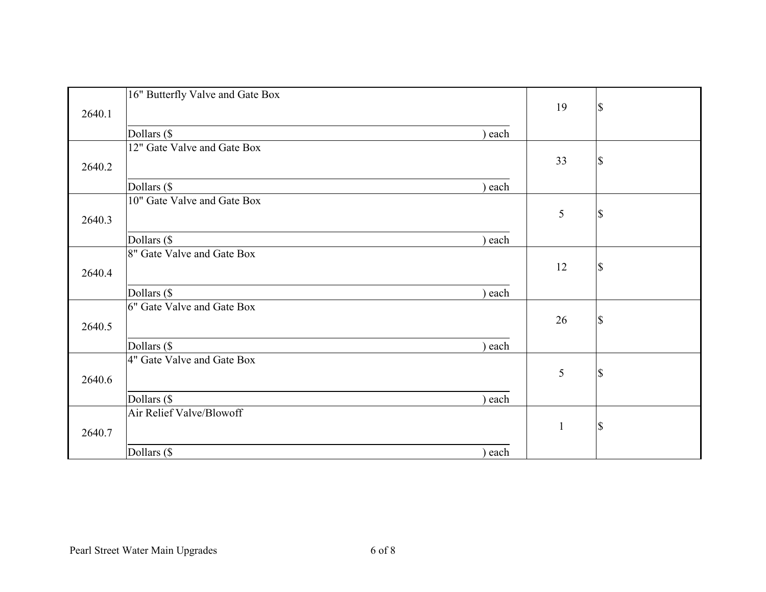| | | | |
|---|---|---|---|
| 2640.1 | 16" Butterfly Valve and Gate Box<br><br>Dollars ($ ) each | 19 | $ |
| 2640.2 | 12" Gate Valve and Gate Box<br><br>Dollars ($ ) each | 33 | $ |
| 2640.3 | 10" Gate Valve and Gate Box<br><br>Dollars ($ ) each | 5 | $ |
| 2640.4 | 8" Gate Valve and Gate Box<br><br>Dollars ($ ) each | 12 | $ |
| 2640.5 | 6" Gate Valve and Gate Box<br><br>Dollars ($ ) each | 26 | $ |
| 2640.6 | 4" Gate Valve and Gate Box<br><br>Dollars ($ ) each | 5 | $ |
| 2640.7 | Air Relief Valve/Blowoff<br><br>Dollars ($ ) each | 1 | $ |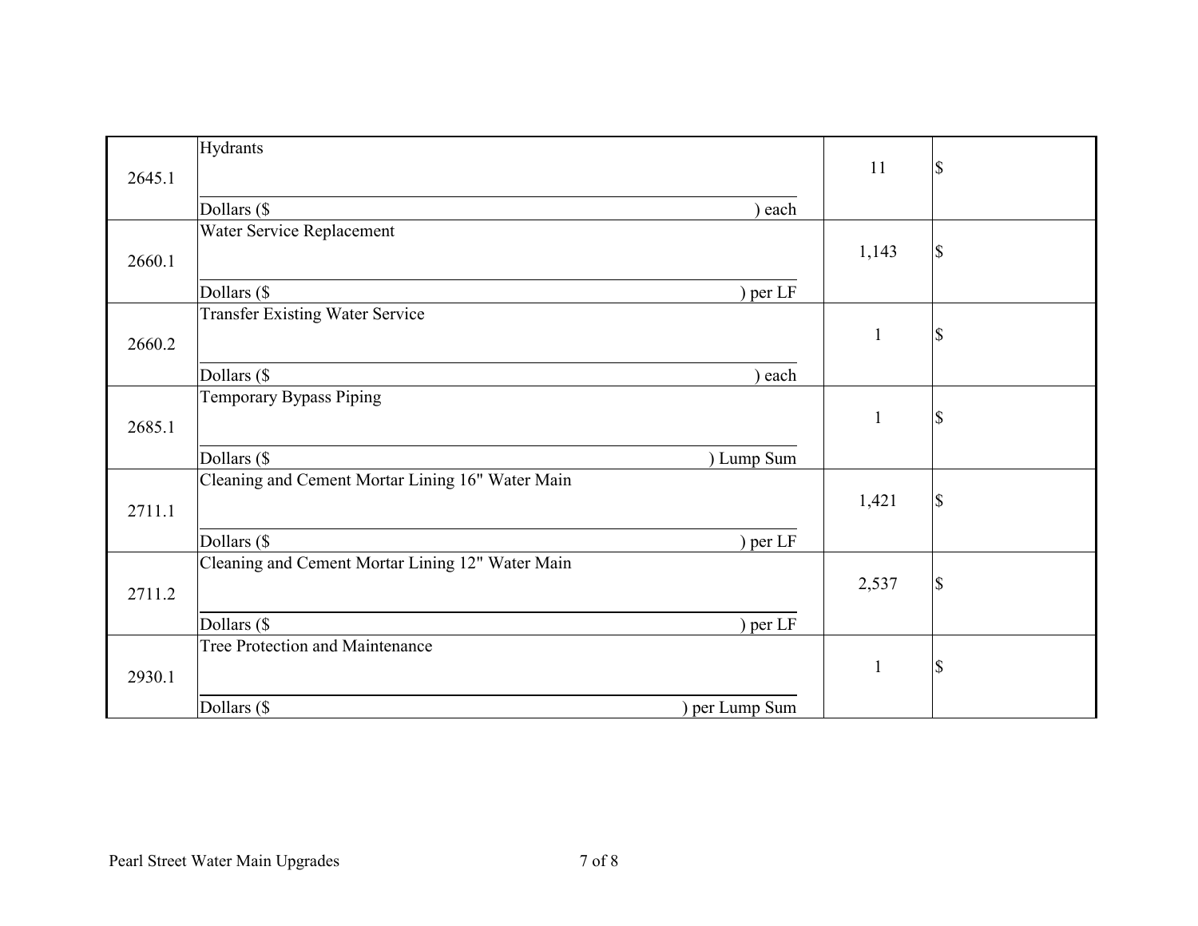| | | | |
|---|---|---|---|
| 2645.1 | Hydrants<br><br>Dollars ($ ) each | 11 | $ |
| 2660.1 | Water Service Replacement<br><br>Dollars ($ ) per LF | 1,143 | $ |
| 2660.2 | Transfer Existing Water Service<br><br>Dollars ($ ) each | 1 | $ |
| 2685.1 | Temporary Bypass Piping<br><br>Dollars ($ ) Lump Sum | 1 | $ |
| 2711.1 | Cleaning and Cement Mortar Lining 16" Water Main<br><br>Dollars ($ ) per LF | 1,421 | $ |
| 2711.2 | Cleaning and Cement Mortar Lining 12" Water Main<br><br>Dollars ($ ) per LF | 2,537 | $ |
| 2930.1 | Tree Protection and Maintenance<br><br>Dollars ($ ) per Lump Sum | 1 | $ |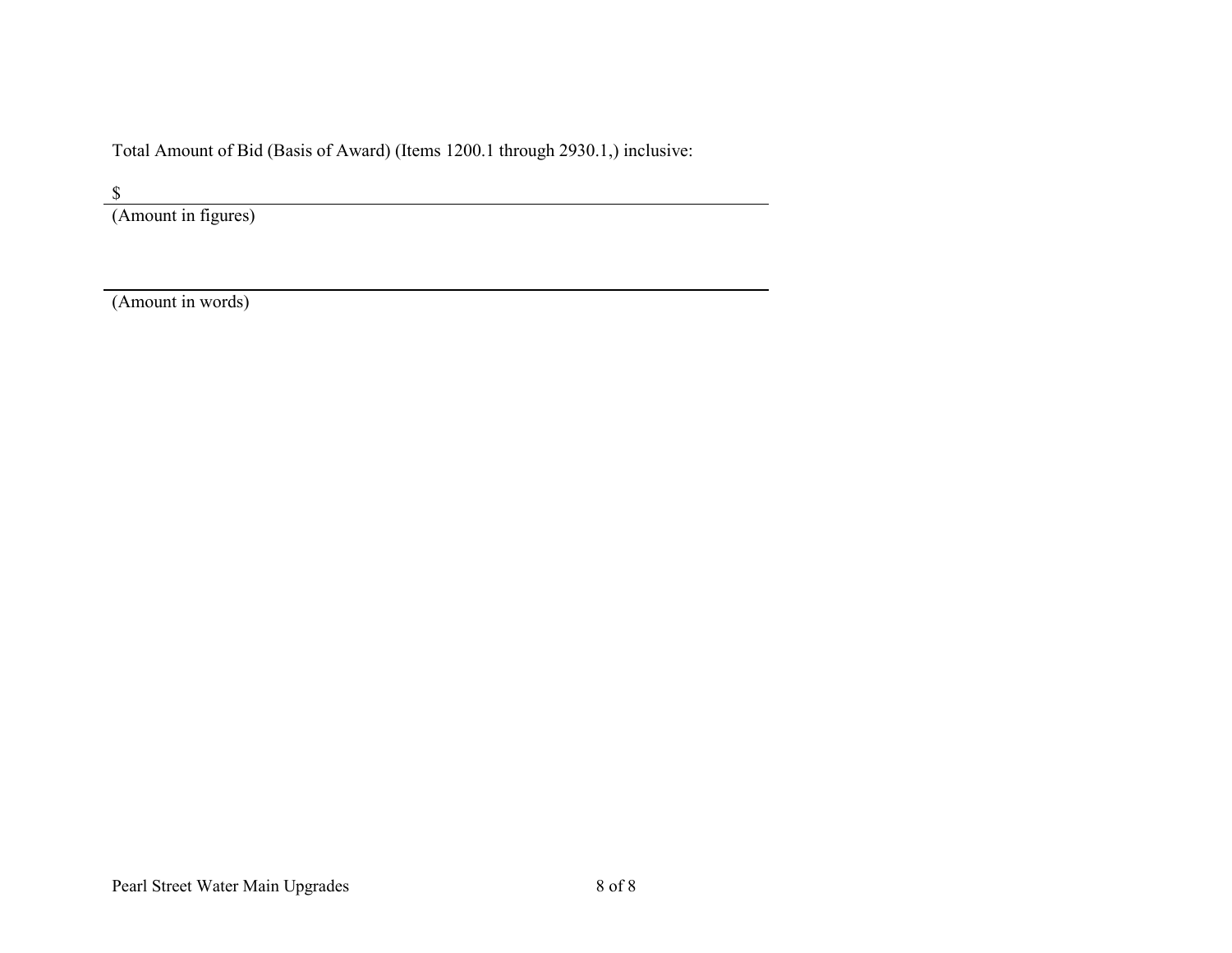Total Amount of Bid (Basis of Award) (Items 1200.1 through 2930.1,) inclusive:

$ \_\_\_\_\_\_\_\_\_\_\_\_\_\_\_\_\_\_\_\_\_\_\_\_\_\_\_\_\_\_\_\_\_\_\_\_\_\_\_\_

(Amount in figures)

\_\_\_\_\_\_\_\_\_\_\_\_\_\_\_\_\_\_\_\_\_\_\_\_\_\_\_\_\_\_\_\_\_\_\_\_\_\_\_\_\_\_

(Amount in words)